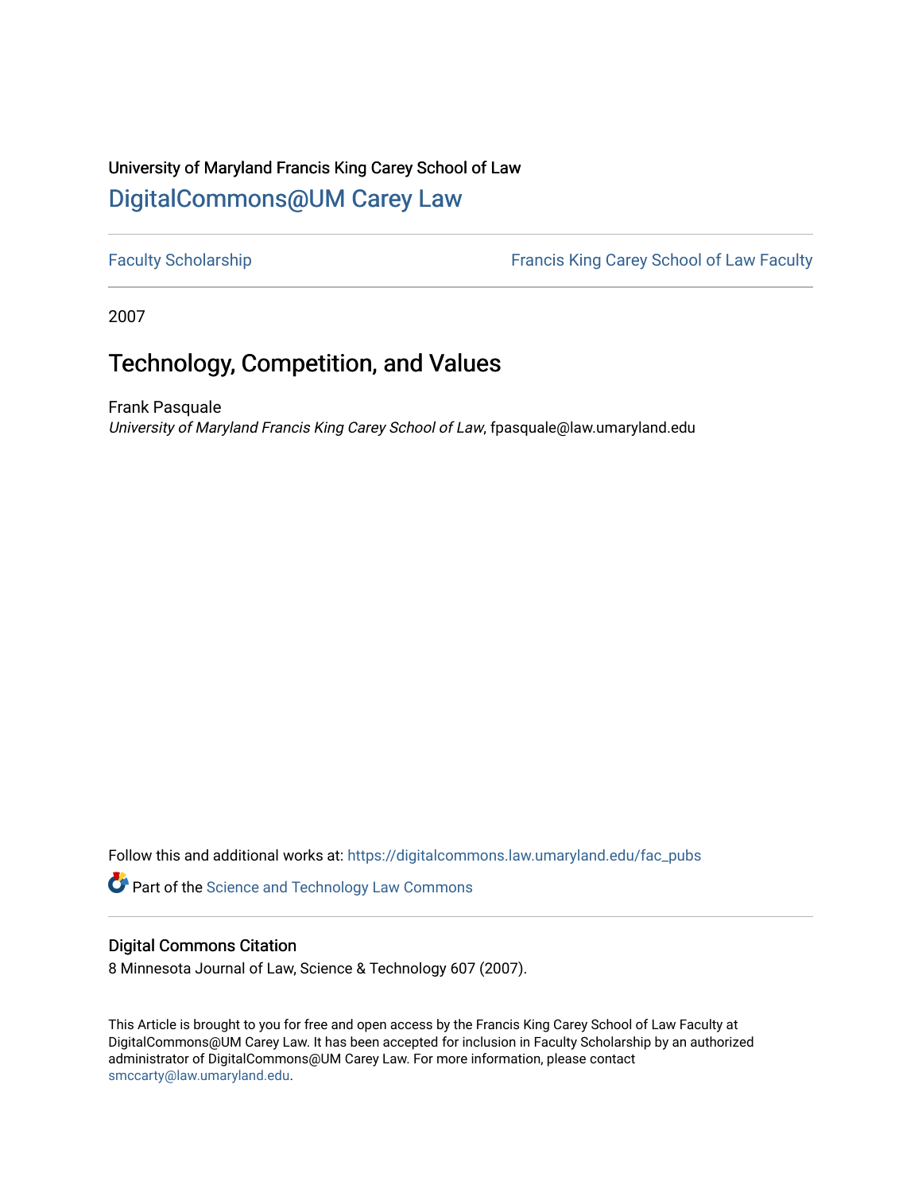University of Maryland Francis King Carey School of Law

## DigitalCommons@UM Carey Law

Faculty Scholarship | Francis King Carey School of Law Faculty

2007

# Technology, Competition, and Values

Frank Pasquale
*University of Maryland Francis King Carey School of Law*, fpasquale@law.umaryland.edu

Follow this and additional works at: https://digitalcommons.law.umaryland.edu/fac_pubs

Part of the Science and Technology Law Commons

### Digital Commons Citation

8 Minnesota Journal of Law, Science & Technology 607 (2007).

This Article is brought to you for free and open access by the Francis King Carey School of Law Faculty at DigitalCommons@UM Carey Law. It has been accepted for inclusion in Faculty Scholarship by an authorized administrator of DigitalCommons@UM Carey Law. For more information, please contact smccarty@law.umaryland.edu.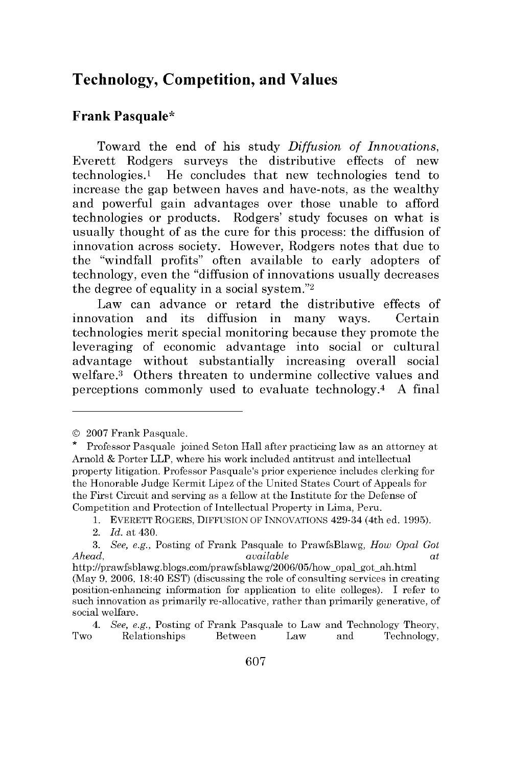# Technology, Competition, and Values

## Frank Pasquale*

Toward the end of his study *Diffusion of Innovations*, Everett Rodgers surveys the distributive effects of new technologies.[1] He concludes that new technologies tend to increase the gap between haves and have-nots, as the wealthy and powerful gain advantages over those unable to afford technologies or products. Rodgers' study focuses on what is usually thought of as the cure for this process: the diffusion of innovation across society. However, Rodgers notes that due to the "windfall profits" often available to early adopters of technology, even the "diffusion of innovations usually decreases the degree of equality in a social system."[2]

Law can advance or retard the distributive effects of innovation and its diffusion in many ways. Certain technologies merit special monitoring because they promote the leveraging of economic advantage into social or cultural advantage without substantially increasing overall social welfare.[3] Others threaten to undermine collective values and perceptions commonly used to evaluate technology.[4] A final

---

© 2007 Frank Pasquale.

\* Professor Pasquale joined Seton Hall after practicing law as an attorney at Arnold & Porter LLP, where his work included antitrust and intellectual property litigation. Professor Pasquale's prior experience includes clerking for the Honorable Judge Kermit Lipez of the United States Court of Appeals for the First Circuit and serving as a fellow at the Institute for the Defense of Competition and Protection of Intellectual Property in Lima, Peru.

1. EVERETT ROGERS, DIFFUSION OF INNOVATIONS 429-34 (4th ed. 1995).

2. *Id.* at 430.

3. *See, e.g.*, Posting of Frank Pasquale to PrawfsBlawg, *How Opal Got Ahead*, *available at* http://prawfsblawg.blogs.com/prawfsblawg/2006/05/how_opal_got_ah.html (May 9, 2006, 18:40 EST) (discussing the role of consulting services in creating position-enhancing information for application to elite colleges). I refer to such innovation as primarily re-allocative, rather than primarily generative, of social welfare.

4. *See, e.g.*, Posting of Frank Pasquale to Law and Technology Theory, Two Relationships Between Law and Technology,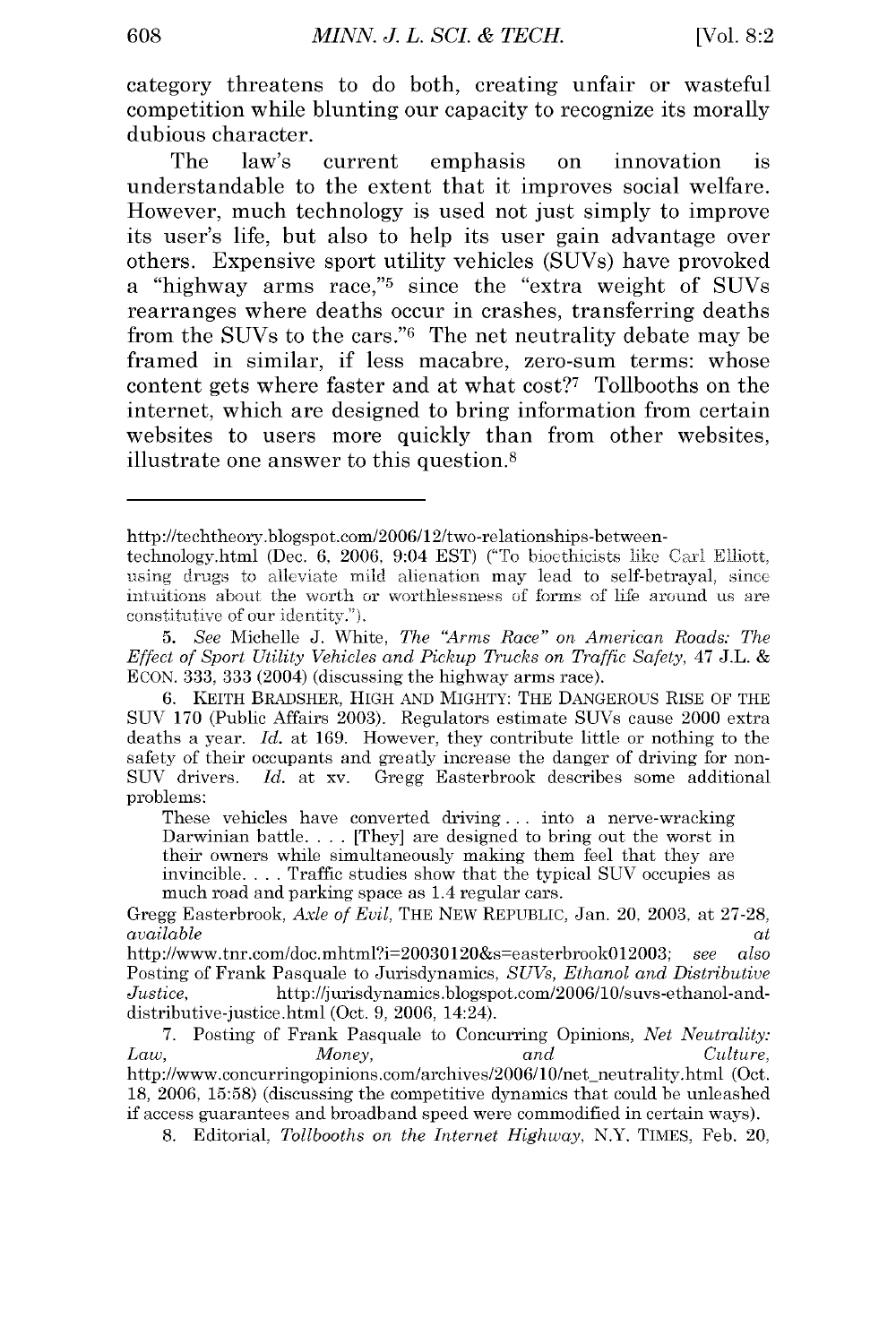category threatens to do both, creating unfair or wasteful competition while blunting our capacity to recognize its morally dubious character.

The law's current emphasis on innovation is understandable to the extent that it improves social welfare. However, much technology is used not just simply to improve its user's life, but also to help its user gain advantage over others. Expensive sport utility vehicles (SUVs) have provoked a "highway arms race,"[5] since the "extra weight of SUVs rearranges where deaths occur in crashes, transferring deaths from the SUVs to the cars."[6] The net neutrality debate may be framed in similar, if less macabre, zero-sum terms: whose content gets where faster and at what cost?[7] Tollbooths on the internet, which are designed to bring information from certain websites to users more quickly than from other websites, illustrate one answer to this question.[8]

---

http://techtheory.blogspot.com/2006/12/two-relationships-between-technology.html (Dec. 6, 2006, 9:04 EST) ("To bioethicists like Carl Elliott, using drugs to alleviate mild alienation may lead to self-betrayal, since intuitions about the worth or worthlessness of forms of life around us are constitutive of our identity.").

5. *See* Michelle J. White, *The "Arms Race" on American Roads: The Effect of Sport Utility Vehicles and Pickup Trucks on Traffic Safety*, 47 J.L. & ECON. 333, 333 (2004) (discussing the highway arms race).

6. KEITH BRADSHER, HIGH AND MIGHTY: THE DANGEROUS RISE OF THE SUV 170 (Public Affairs 2003). Regulators estimate SUVs cause 2000 extra deaths a year. *Id.* at 169. However, they contribute little or nothing to the safety of their occupants and greatly increase the danger of driving for non-SUV drivers. *Id.* at xv. Gregg Easterbrook describes some additional problems:

> These vehicles have converted driving . . . into a nerve-wracking Darwinian battle. . . . [They] are designed to bring out the worst in their owners while simultaneously making them feel that they are invincible. . . . Traffic studies show that the typical SUV occupies as much road and parking space as 1.4 regular cars.

Gregg Easterbrook, *Axle of Evil*, THE NEW REPUBLIC, Jan. 20, 2003, at 27-28, *available at* http://www.tnr.com/doc.mhtml?i=20030120&s=easterbrook012003; *see also* Posting of Frank Pasquale to Jurisdynamics, *SUVs, Ethanol and Distributive Justice*, http://jurisdynamics.blogspot.com/2006/10/suvs-ethanol-and-distributive-justice.html (Oct. 9, 2006, 14:24).

7. Posting of Frank Pasquale to Concurring Opinions, *Net Neutrality: Law, Money, and Culture*, http://www.concurringopinions.com/archives/2006/10/net_neutrality.html (Oct. 18, 2006, 15:58) (discussing the competitive dynamics that could be unleashed if access guarantees and broadband speed were commodified in certain ways).

8. Editorial, *Tollbooths on the Internet Highway*, N.Y. TIMES, Feb. 20,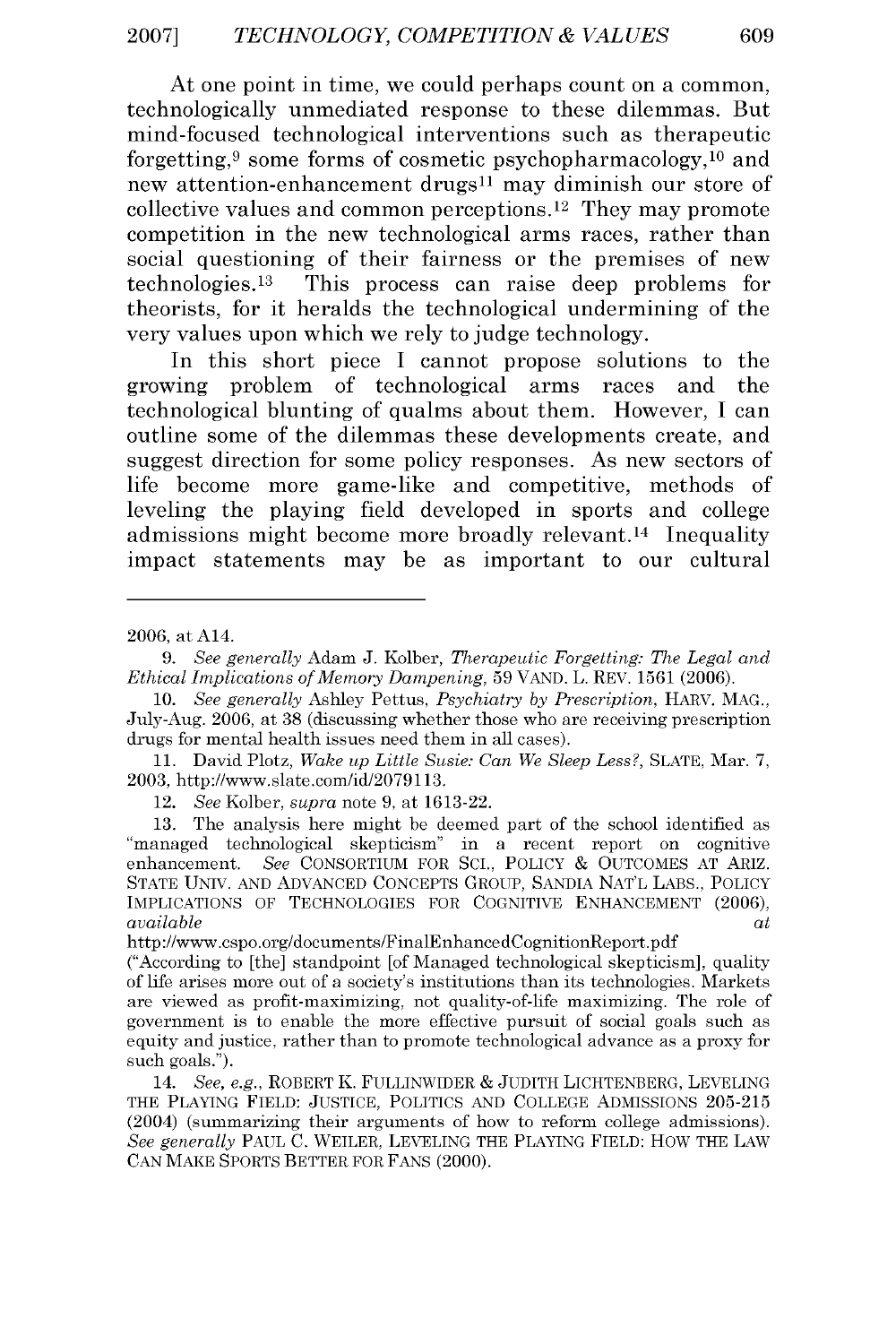At one point in time, we could perhaps count on a common, technologically unmediated response to these dilemmas. But mind-focused technological interventions such as therapeutic forgetting,[9] some forms of cosmetic psychopharmacology,[10] and new attention-enhancement drugs[11] may diminish our store of collective values and common perceptions.[12] They may promote competition in the new technological arms races, rather than social questioning of their fairness or the premises of new technologies.[13] This process can raise deep problems for theorists, for it heralds the technological undermining of the very values upon which we rely to judge technology.

In this short piece I cannot propose solutions to the growing problem of technological arms races and the technological blunting of qualms about them. However, I can outline some of the dilemmas these developments create, and suggest direction for some policy responses. As new sectors of life become more game-like and competitive, methods of leveling the playing field developed in sports and college admissions might become more broadly relevant.[14] Inequality impact statements may be as important to our cultural

---

2006, at A14.

9. *See generally* Adam J. Kolber, *Therapeutic Forgetting: The Legal and Ethical Implications of Memory Dampening*, 59 VAND. L. REV. 1561 (2006).

10. *See generally* Ashley Pettus, *Psychiatry by Prescription*, HARV. MAG., July-Aug. 2006, at 38 (discussing whether those who are receiving prescription drugs for mental health issues need them in all cases).

11. David Plotz, *Wake up Little Susie: Can We Sleep Less?*, SLATE, Mar. 7, 2003, http://www.slate.com/id/2079113.

12. *See* Kolber, *supra* note 9, at 1613-22.

13. The analysis here might be deemed part of the school identified as "managed technological skepticism" in a recent report on cognitive enhancement. *See* CONSORTIUM FOR SCI., POLICY & OUTCOMES AT ARIZ. STATE UNIV. AND ADVANCED CONCEPTS GROUP, SANDIA NAT'L LABS., POLICY IMPLICATIONS OF TECHNOLOGIES FOR COGNITIVE ENHANCEMENT (2006), *available at* http://www.cspo.org/documents/FinalEnhancedCognitionReport.pdf ("According to [the] standpoint [of Managed technological skepticism], quality of life arises more out of a society's institutions than its technologies. Markets are viewed as profit-maximizing, not quality-of-life maximizing. The role of government is to enable the more effective pursuit of social goals such as equity and justice, rather than to promote technological advance as a proxy for such goals.").

14. *See, e.g.*, ROBERT K. FULLINWIDER & JUDITH LICHTENBERG, LEVELING THE PLAYING FIELD: JUSTICE, POLITICS AND COLLEGE ADMISSIONS 205-215 (2004) (summarizing their arguments of how to reform college admissions). *See generally* PAUL C. WEILER, LEVELING THE PLAYING FIELD: HOW THE LAW CAN MAKE SPORTS BETTER FOR FANS (2000).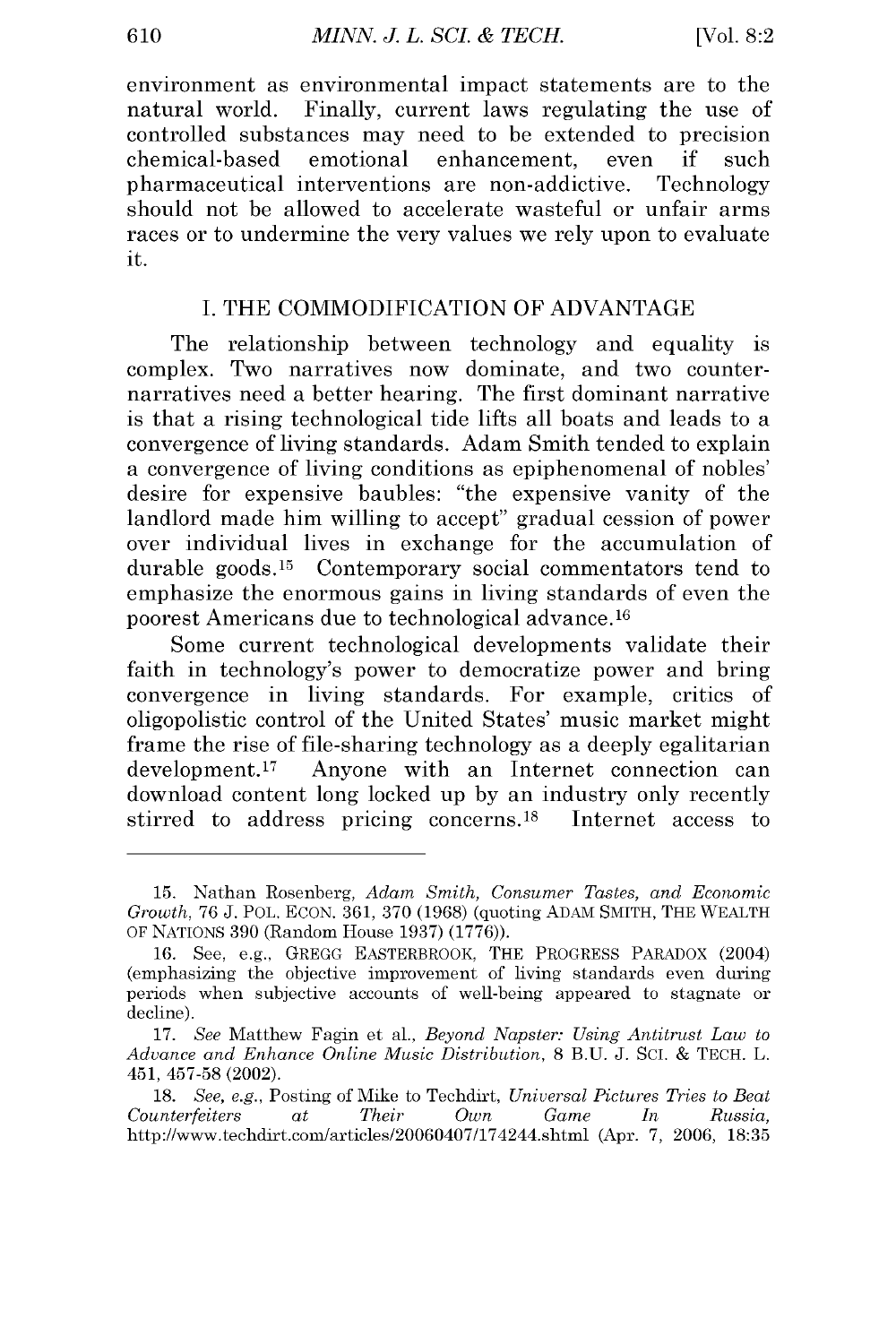environment as environmental impact statements are to the natural world. Finally, current laws regulating the use of controlled substances may need to be extended to precision chemical-based emotional enhancement, even if such pharmaceutical interventions are non-addictive. Technology should not be allowed to accelerate wasteful or unfair arms races or to undermine the very values we rely upon to evaluate it.

## I. THE COMMODIFICATION OF ADVANTAGE

The relationship between technology and equality is complex. Two narratives now dominate, and two counter-narratives need a better hearing. The first dominant narrative is that a rising technological tide lifts all boats and leads to a convergence of living standards. Adam Smith tended to explain a convergence of living conditions as epiphenomenal of nobles' desire for expensive baubles: "the expensive vanity of the landlord made him willing to accept" gradual cession of power over individual lives in exchange for the accumulation of durable goods.[15] Contemporary social commentators tend to emphasize the enormous gains in living standards of even the poorest Americans due to technological advance.[16]

Some current technological developments validate their faith in technology's power to democratize power and bring convergence in living standards. For example, critics of oligopolistic control of the United States' music market might frame the rise of file-sharing technology as a deeply egalitarian development.[17] Anyone with an Internet connection can download content long locked up by an industry only recently stirred to address pricing concerns.[18] Internet access to

---

15. Nathan Rosenberg, *Adam Smith, Consumer Tastes, and Economic Growth*, 76 J. POL. ECON. 361, 370 (1968) (quoting ADAM SMITH, THE WEALTH OF NATIONS 390 (Random House 1937) (1776)).

16. See, e.g., GREGG EASTERBROOK, THE PROGRESS PARADOX (2004) (emphasizing the objective improvement of living standards even during periods when subjective accounts of well-being appeared to stagnate or decline).

17. *See* Matthew Fagin et al., *Beyond Napster: Using Antitrust Law to Advance and Enhance Online Music Distribution*, 8 B.U. J. SCI. & TECH. L. 451, 457-58 (2002).

18. *See, e.g.*, Posting of Mike to Techdirt, *Universal Pictures Tries to Beat Counterfeiters at Their Own Game In Russia*, http://www.techdirt.com/articles/20060407/174244.shtml (Apr. 7, 2006, 18:35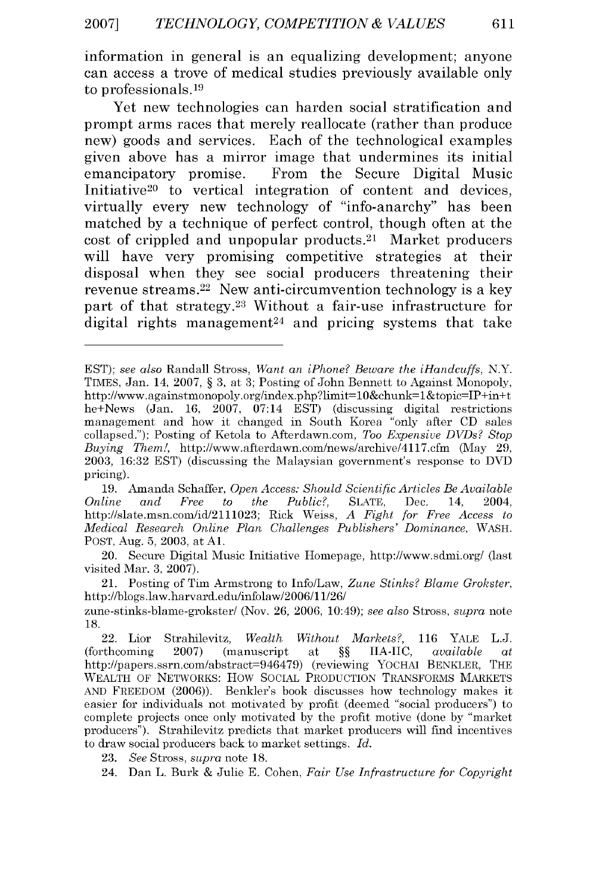information in general is an equalizing development; anyone can access a trove of medical studies previously available only to professionals.[19]

Yet new technologies can harden social stratification and prompt arms races that merely reallocate (rather than produce new) goods and services. Each of the technological examples given above has a mirror image that undermines its initial emancipatory promise. From the Secure Digital Music Initiative[20] to vertical integration of content and devices, virtually every new technology of "info-anarchy" has been matched by a technique of perfect control, though often at the cost of crippled and unpopular products.[21] Market producers will have very promising competitive strategies at their disposal when they see social producers threatening their revenue streams.[22] New anti-circumvention technology is a key part of that strategy.[23] Without a fair-use infrastructure for digital rights management[24] and pricing systems that take

---

EST); *see also* Randall Stross, *Want an iPhone? Beware the iHandcuffs*, N.Y. TIMES, Jan. 14, 2007, § 3, at 3; Posting of John Bennett to Against Monopoly, http://www.againstmonopoly.org/index.php?limit=10&chunk=1&topic=IP+in+the+News (Jan. 16, 2007, 07:14 EST) (discussing digital restrictions management and how it changed in South Korea "only after CD sales collapsed."); Posting of Ketola to Afterdawn.com, *Too Expensive DVDs? Stop Buying Them!*, http://www.afterdawn.com/news/archive/4117.cfm (May 29, 2003, 16:32 EST) (discussing the Malaysian government's response to DVD pricing).

19. Amanda Schaffer, *Open Access: Should Scientific Articles Be Available Online and Free to the Public?*, SLATE, Dec. 14, 2004, http://slate.msn.com/id/2111023; Rick Weiss, *A Fight for Free Access to Medical Research Online Plan Challenges Publishers' Dominance*, WASH. POST, Aug. 5, 2003, at A1.

20. Secure Digital Music Initiative Homepage, http://www.sdmi.org/ (last visited Mar. 3, 2007).

21. Posting of Tim Armstrong to Info/Law, *Zune Stinks? Blame Grokster*, http://blogs.law.harvard.edu/infolaw/2006/11/26/zune-stinks-blame-grokster/ (Nov. 26, 2006, 10:49); *see also* Stross, *supra* note 18.

22. Lior Strahilevitz, *Wealth Without Markets?*, 116 YALE L.J. (forthcoming 2007) (manuscript at §§ IIA-IIC, *available at* http://papers.ssrn.com/abstract=946479) (reviewing YOCHAI BENKLER, THE WEALTH OF NETWORKS: HOW SOCIAL PRODUCTION TRANSFORMS MARKETS AND FREEDOM (2006)). Benkler's book discusses how technology makes it easier for individuals not motivated by profit (deemed "social producers") to complete projects once only motivated by the profit motive (done by "market producers"). Strahilevitz predicts that market producers will find incentives to draw social producers back to market settings. *Id.*

23. *See* Stross, *supra* note 18.

24. Dan L. Burk & Julie E. Cohen, *Fair Use Infrastructure for Copyright*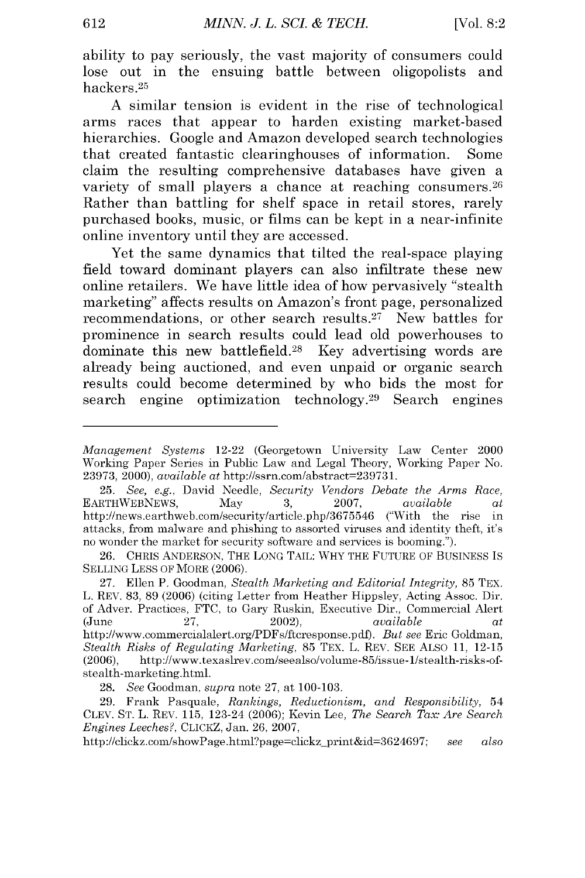ability to pay seriously, the vast majority of consumers could lose out in the ensuing battle between oligopolists and hackers.[25]

A similar tension is evident in the rise of technological arms races that appear to harden existing market-based hierarchies. Google and Amazon developed search technologies that created fantastic clearinghouses of information. Some claim the resulting comprehensive databases have given a variety of small players a chance at reaching consumers.[26] Rather than battling for shelf space in retail stores, rarely purchased books, music, or films can be kept in a near-infinite online inventory until they are accessed.

Yet the same dynamics that tilted the real-space playing field toward dominant players can also infiltrate these new online retailers. We have little idea of how pervasively "stealth marketing" affects results on Amazon's front page, personalized recommendations, or other search results.[27] New battles for prominence in search results could lead old powerhouses to dominate this new battlefield.[28] Key advertising words are already being auctioned, and even unpaid or organic search results could become determined by who bids the most for search engine optimization technology.[29] Search engines

---

*Management Systems* 12-22 (Georgetown University Law Center 2000 Working Paper Series in Public Law and Legal Theory, Working Paper No. 23973, 2000), *available at* http://ssrn.com/abstract=239731.

25. *See, e.g.*, David Needle, *Security Vendors Debate the Arms Race*, EARTHWEBNEWS, May 3, 2007, *available at* http://news.earthweb.com/security/article.php/3675546 ("With the rise in attacks, from malware and phishing to assorted viruses and identity theft, it's no wonder the market for security software and services is booming.").

26. CHRIS ANDERSON, THE LONG TAIL: WHY THE FUTURE OF BUSINESS IS SELLING LESS OF MORE (2006).

27. Ellen P. Goodman, *Stealth Marketing and Editorial Integrity*, 85 TEX. L. REV. 83, 89 (2006) (citing Letter from Heather Hippsley, Acting Assoc. Dir. of Adver. Practices, FTC, to Gary Ruskin, Executive Dir., Commercial Alert (June 27, 2002), *available at* http://www.commercialalert.org/PDFs/ftcresponse.pdf). *But see* Eric Goldman, *Stealth Risks of Regulating Marketing*, 85 TEX. L. REV. SEE ALSO 11, 12-15 (2006), http://www.texaslrev.com/seealso/volume-85/issue-1/stealth-risks-of-stealth-marketing.html.

28. *See* Goodman, *supra* note 27, at 100-103.

29. Frank Pasquale, *Rankings, Reductionism, and Responsibility*, 54 CLEV. ST. L. REV. 115, 123-24 (2006); Kevin Lee, *The Search Tax: Are Search Engines Leeches?*, CLICKZ, Jan. 26, 2007, http://clickz.com/showPage.html?page=clickz_print&id=3624697; *see also*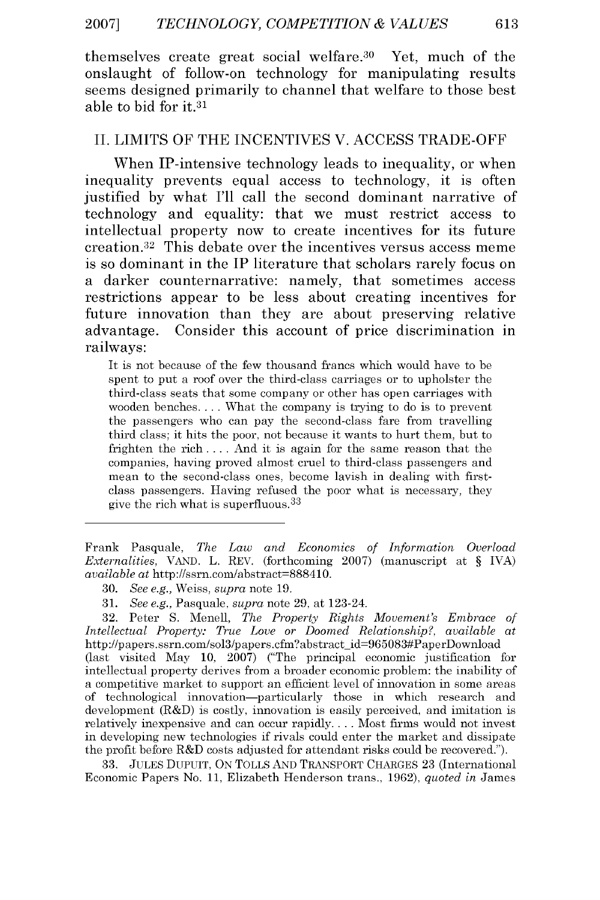themselves create great social welfare.[30] Yet, much of the onslaught of follow-on technology for manipulating results seems designed primarily to channel that welfare to those best able to bid for it.[31]

## II. LIMITS OF THE INCENTIVES V. ACCESS TRADE-OFF

When IP-intensive technology leads to inequality, or when inequality prevents equal access to technology, it is often justified by what I'll call the second dominant narrative of technology and equality: that we must restrict access to intellectual property now to create incentives for its future creation.[32] This debate over the incentives versus access meme is so dominant in the IP literature that scholars rarely focus on a darker counternarrative: namely, that sometimes access restrictions appear to be less about creating incentives for future innovation than they are about preserving relative advantage. Consider this account of price discrimination in railways:

> It is not because of the few thousand francs which would have to be spent to put a roof over the third-class carriages or to upholster the third-class seats that some company or other has open carriages with wooden benches. . . . What the company is trying to do is to prevent the passengers who can pay the second-class fare from travelling third class; it hits the poor, not because it wants to hurt them, but to frighten the rich . . . . And it is again for the same reason that the companies, having proved almost cruel to third-class passengers and mean to the second-class ones, become lavish in dealing with first-class passengers. Having refused the poor what is necessary, they give the rich what is superfluous.[33]

---

Frank Pasquale, *The Law and Economics of Information Overload Externalities*, VAND. L. REV. (forthcoming 2007) (manuscript at § IVA) *available at* http://ssrn.com/abstract=888410.

30. *See e.g.,* Weiss, *supra* note 19.

31. *See e.g.,* Pasquale, *supra* note 29, at 123-24.

32. Peter S. Menell, *The Property Rights Movement's Embrace of Intellectual Property: True Love or Doomed Relationship?*, *available at* http://papers.ssrn.com/sol3/papers.cfm?abstract_id=965083#PaperDownload (last visited May 10, 2007) ("The principal economic justification for intellectual property derives from a broader economic problem: the inability of a competitive market to support an efficient level of innovation in some areas of technological innovation—particularly those in which research and development (R&D) is costly, innovation is easily perceived, and imitation is relatively inexpensive and can occur rapidly. . . . Most firms would not invest in developing new technologies if rivals could enter the market and dissipate the profit before R&D costs adjusted for attendant risks could be recovered.").

33. JULES DUPUIT, ON TOLLS AND TRANSPORT CHARGES 23 (International Economic Papers No. 11, Elizabeth Henderson trans., 1962), *quoted in* James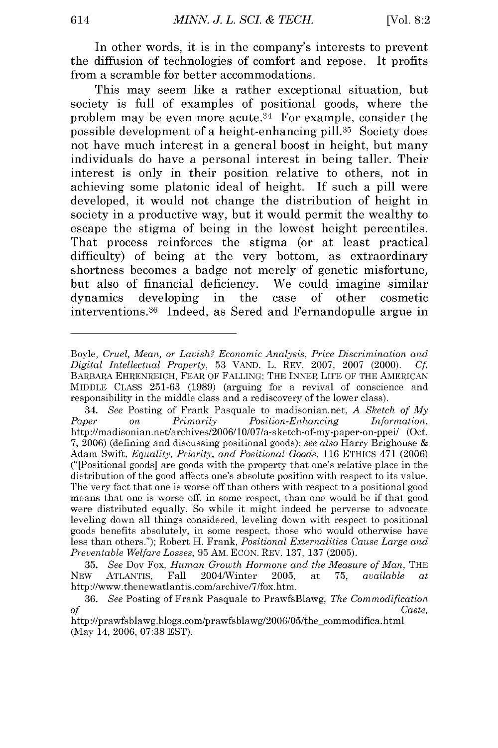In other words, it is in the company's interests to prevent the diffusion of technologies of comfort and repose. It profits from a scramble for better accommodations.

This may seem like a rather exceptional situation, but society is full of examples of positional goods, where the problem may be even more acute.[34] For example, consider the possible development of a height-enhancing pill.[35] Society does not have much interest in a general boost in height, but many individuals do have a personal interest in being taller. Their interest is only in their position relative to others, not in achieving some platonic ideal of height. If such a pill were developed, it would not change the distribution of height in society in a productive way, but it would permit the wealthy to escape the stigma of being in the lowest height percentiles. That process reinforces the stigma (or at least practical difficulty) of being at the very bottom, as extraordinary shortness becomes a badge not merely of genetic misfortune, but also of financial deficiency. We could imagine similar dynamics developing in the case of other cosmetic interventions.[36] Indeed, as Sered and Fernandopulle argue in

---

Boyle, *Cruel, Mean, or Lavish? Economic Analysis, Price Discrimination and Digital Intellectual Property*, 53 VAND. L. REV. 2007, 2007 (2000). *Cf.* BARBARA EHRENREICH, FEAR OF FALLING: THE INNER LIFE OF THE AMERICAN MIDDLE CLASS 251-63 (1989) (arguing for a revival of conscience and responsibility in the middle class and a rediscovery of the lower class).

34. *See* Posting of Frank Pasquale to madisonian.net, *A Sketch of My Paper on Primarily Position-Enhancing Information*, http://madisonian.net/archives/2006/10/07/a-sketch-of-my-paper-on-ppei/ (Oct. 7, 2006) (defining and discussing positional goods); *see also* Harry Brighouse & Adam Swift, *Equality, Priority, and Positional Goods*, 116 ETHICS 471 (2006) ("[Positional goods] are goods with the property that one's relative place in the distribution of the good affects one's absolute position with respect to its value. The very fact that one is worse off than others with respect to a positional good means that one is worse off, in some respect, than one would be if that good were distributed equally. So while it might indeed be perverse to advocate leveling down all things considered, leveling down with respect to positional goods benefits absolutely, in some respect, those who would otherwise have less than others."); Robert H. Frank, *Positional Externalities Cause Large and Preventable Welfare Losses*, 95 AM. ECON. REV. 137, 137 (2005).

35. *See* Dov Fox, *Human Growth Hormone and the Measure of Man*, THE NEW ATLANTIS, Fall 2004/Winter 2005, at 75, *available at* http://www.thenewatlantis.com/archive/7/fox.htm.

36. *See* Posting of Frank Pasquale to PrawfsBlawg, *The Commodification of Caste*, http://prawfsblawg.blogs.com/prawfsblawg/2006/05/the_commodifica.html (May 14, 2006, 07:38 EST).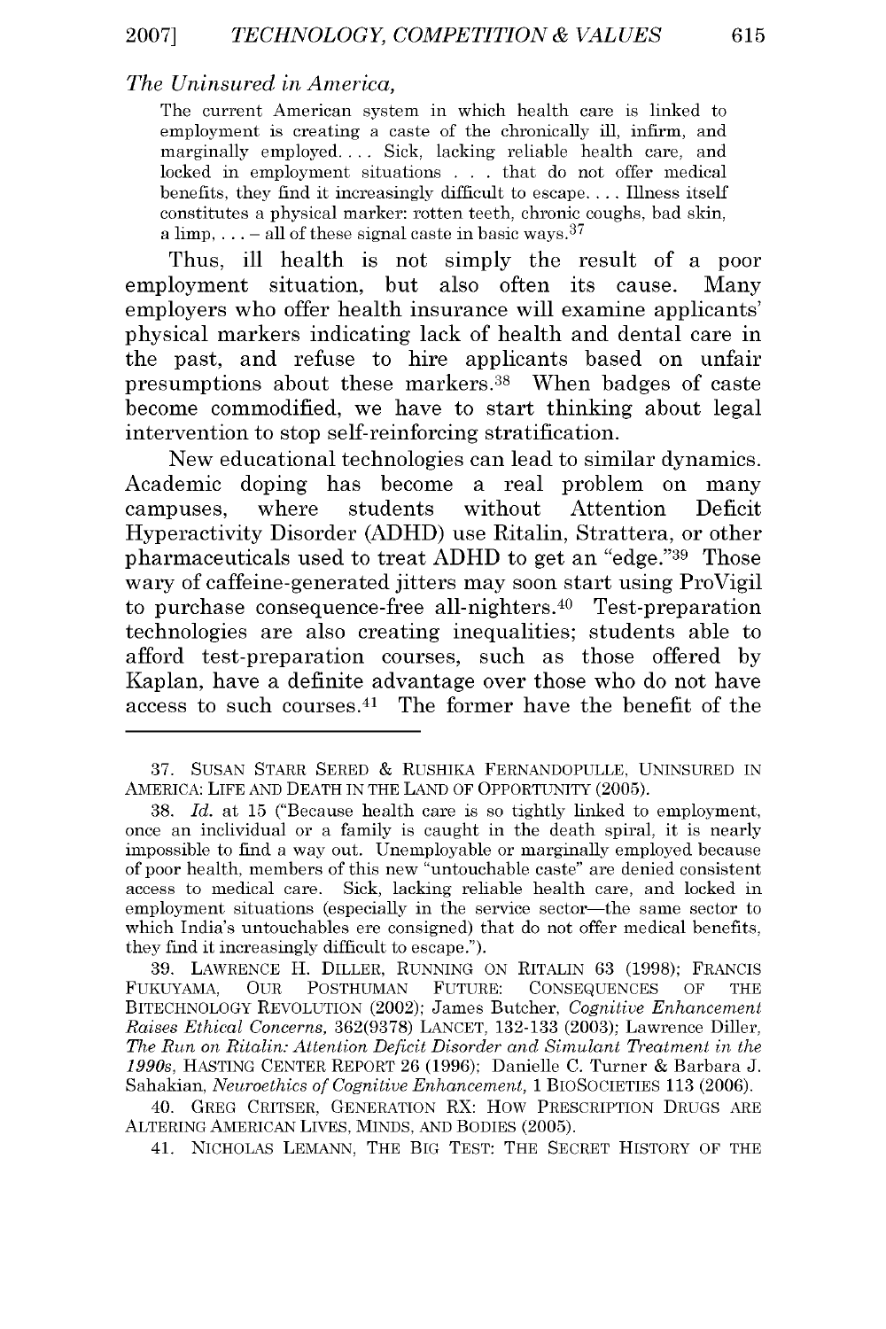*The Uninsured in America,*

> The current American system in which health care is linked to employment is creating a caste of the chronically ill, infirm, and marginally employed. . . . Sick, lacking reliable health care, and locked in employment situations . . . that do not offer medical benefits, they find it increasingly difficult to escape. . . . Illness itself constitutes a physical marker: rotten teeth, chronic coughs, bad skin, a limp, . . . – all of these signal caste in basic ways.[37]

Thus, ill health is not simply the result of a poor employment situation, but also often its cause. Many employers who offer health insurance will examine applicants' physical markers indicating lack of health and dental care in the past, and refuse to hire applicants based on unfair presumptions about these markers.[38] When badges of caste become commodified, we have to start thinking about legal intervention to stop self-reinforcing stratification.

New educational technologies can lead to similar dynamics. Academic doping has become a real problem on many campuses, where students without Attention Deficit Hyperactivity Disorder (ADHD) use Ritalin, Strattera, or other pharmaceuticals used to treat ADHD to get an "edge."[39] Those wary of caffeine-generated jitters may soon start using ProVigil to purchase consequence-free all-nighters.[40] Test-preparation technologies are also creating inequalities; students able to afford test-preparation courses, such as those offered by Kaplan, have a definite advantage over those who do not have access to such courses.[41] The former have the benefit of the

---

37. SUSAN STARR SERED & RUSHIKA FERNANDOPULLE, UNINSURED IN AMERICA: LIFE AND DEATH IN THE LAND OF OPPORTUNITY (2005).

38. *Id.* at 15 ("Because health care is so tightly linked to employment, once an inclividual or a family is caught in the death spiral, it is nearly impossible to find a way out. Unemployable or marginally employed because of poor health, members of this new "untouchable caste" are denied consistent access to medical care. Sick, lacking reliable health care, and locked in employment situations (especially in the service sector—the same sector to which India's untouchables ere consigned) that do not offer medical benefits, they find it increasingly difficult to escape.").

39. LAWRENCE H. DILLER, RUNNING ON RITALIN 63 (1998); FRANCIS FUKUYAMA, OUR POSTHUMAN FUTURE: CONSEQUENCES OF THE BITECHNOLOGY REVOLUTION (2002); James Butcher, *Cognitive Enhancement Raises Ethical Concerns*, 362(9378) LANCET, 132-133 (2003); Lawrence Diller, *The Run on Ritalin: Attention Deficit Disorder and Simulant Treatment in the 1990s*, HASTING CENTER REPORT 26 (1996); Danielle C. Turner & Barbara J. Sahakian, *Neuroethics of Cognitive Enhancement*, 1 BIOSOCIETIES 113 (2006).

40. GREG CRITSER, GENERATION RX: HOW PRESCRIPTION DRUGS ARE ALTERING AMERICAN LIVES, MINDS, AND BODIES (2005).

41. NICHOLAS LEMANN, THE BIG TEST: THE SECRET HISTORY OF THE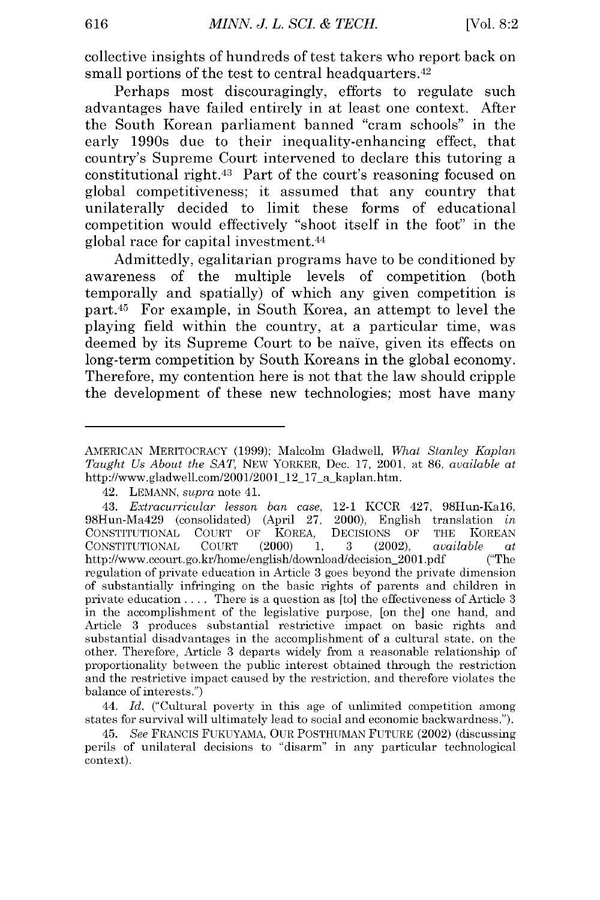collective insights of hundreds of test takers who report back on small portions of the test to central headquarters.[42]

Perhaps most discouragingly, efforts to regulate such advantages have failed entirely in at least one context. After the South Korean parliament banned "cram schools" in the early 1990s due to their inequality-enhancing effect, that country's Supreme Court intervened to declare this tutoring a constitutional right.[43] Part of the court's reasoning focused on global competitiveness; it assumed that any country that unilaterally decided to limit these forms of educational competition would effectively "shoot itself in the foot" in the global race for capital investment.[44]

Admittedly, egalitarian programs have to be conditioned by awareness of the multiple levels of competition (both temporally and spatially) of which any given competition is part.[45] For example, in South Korea, an attempt to level the playing field within the country, at a particular time, was deemed by its Supreme Court to be naïve, given its effects on long-term competition by South Koreans in the global economy. Therefore, my contention here is not that the law should cripple the development of these new technologies; most have many

---

AMERICAN MERITOCRACY (1999); Malcolm Gladwell, *What Stanley Kaplan Taught Us About the SAT*, NEW YORKER, Dec. 17, 2001, at 86, *available at* http://www.gladwell.com/2001/2001_12_17_a_kaplan.htm.

42. LEMANN, *supra* note 41.

43. *Extracurricular lesson ban case*, 12-1 KCCR 427, 98Hun-Ka16, 98Hun-Ma429 (consolidated) (April 27, 2000), English translation *in* CONSTITUTIONAL COURT OF KOREA, DECISIONS OF THE KOREAN CONSTITUTIONAL COURT (2000) 1, 3 (2002), *available at* http://www.ccourt.go.kr/home/english/download/decision_2001.pdf ("The regulation of private education in Article 3 goes beyond the private dimension of substantially infringing on the basic rights of parents and children in private education . . . . There is a question as [to] the effectiveness of Article 3 in the accomplishment of the legislative purpose, [on the] one hand, and Article 3 produces substantial restrictive impact on basic rights and substantial disadvantages in the accomplishment of a cultural state, on the other. Therefore, Article 3 departs widely from a reasonable relationship of proportionality between the public interest obtained through the restriction and the restrictive impact caused by the restriction, and therefore violates the balance of interests.")

44. *Id.* ("Cultural poverty in this age of unlimited competition among states for survival will ultimately lead to social and economic backwardness.").

45. *See* FRANCIS FUKUYAMA, OUR POSTHUMAN FUTURE (2002) (discussing perils of unilateral decisions to "disarm" in any particular technological context).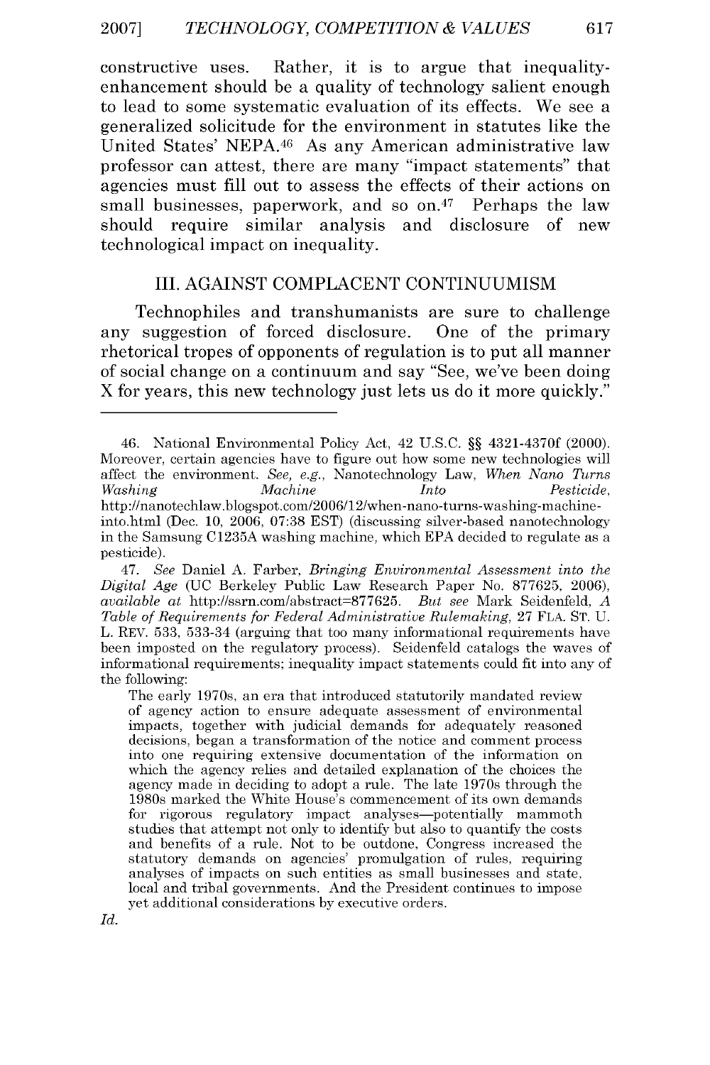constructive uses. Rather, it is to argue that inequality-enhancement should be a quality of technology salient enough to lead to some systematic evaluation of its effects. We see a generalized solicitude for the environment in statutes like the United States' NEPA.[46] As any American administrative law professor can attest, there are many "impact statements" that agencies must fill out to assess the effects of their actions on small businesses, paperwork, and so on.[47] Perhaps the law should require similar analysis and disclosure of new technological impact on inequality.

## III. AGAINST COMPLACENT CONTINUUMISM

Technophiles and transhumanists are sure to challenge any suggestion of forced disclosure. One of the primary rhetorical tropes of opponents of regulation is to put all manner of social change on a continuum and say "See, we've been doing X for years, this new technology just lets us do it more quickly."

---

46. National Environmental Policy Act, 42 U.S.C. §§ 4321-4370f (2000). Moreover, certain agencies have to figure out how some new technologies will affect the environment. *See, e.g.*, Nanotechnology Law, *When Nano Turns Washing Machine Into Pesticide*, http://nanotechlaw.blogspot.com/2006/12/when-nano-turns-washing-machine-into.html (Dec. 10, 2006, 07:38 EST) (discussing silver-based nanotechnology in the Samsung C1235A washing machine, which EPA decided to regulate as a pesticide).

47. *See* Daniel A. Farber, *Bringing Environmental Assessment into the Digital Age* (UC Berkeley Public Law Research Paper No. 877625, 2006), *available at* http://ssrn.com/abstract=877625. *But see* Mark Seidenfeld, *A Table of Requirements for Federal Administrative Rulemaking*, 27 FLA. ST. U. L. REV. 533, 533-34 (arguing that too many informational requirements have been imposted on the regulatory process). Seidenfeld catalogs the waves of informational requirements; inequality impact statements could fit into any of the following:

> The early 1970s, an era that introduced statutorily mandated review of agency action to ensure adequate assessment of environmental impacts, together with judicial demands for adequately reasoned decisions, began a transformation of the notice and comment process into one requiring extensive documentation of the information on which the agency relies and detailed explanation of the choices the agency made in deciding to adopt a rule. The late 1970s through the 1980s marked the White House's commencement of its own demands for rigorous regulatory impact analyses—potentially mammoth studies that attempt not only to identify but also to quantify the costs and benefits of a rule. Not to be outdone, Congress increased the statutory demands on agencies' promulgation of rules, requiring analyses of impacts on such entities as small businesses and state, local and tribal governments. And the President continues to impose yet additional considerations by executive orders.

*Id.*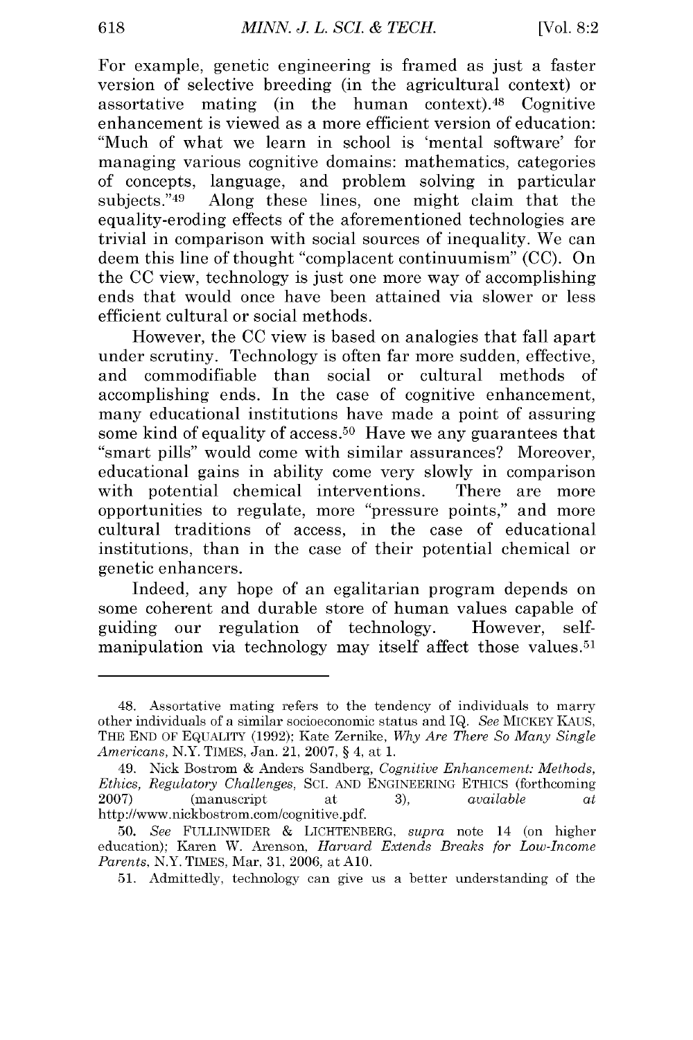For example, genetic engineering is framed as just a faster version of selective breeding (in the agricultural context) or assortative mating (in the human context).[48] Cognitive enhancement is viewed as a more efficient version of education: "Much of what we learn in school is 'mental software' for managing various cognitive domains: mathematics, categories of concepts, language, and problem solving in particular subjects."[49] Along these lines, one might claim that the equality-eroding effects of the aforementioned technologies are trivial in comparison with social sources of inequality. We can deem this line of thought "complacent continuumism" (CC). On the CC view, technology is just one more way of accomplishing ends that would once have been attained via slower or less efficient cultural or social methods.

However, the CC view is based on analogies that fall apart under scrutiny. Technology is often far more sudden, effective, and commodifiable than social or cultural methods of accomplishing ends. In the case of cognitive enhancement, many educational institutions have made a point of assuring some kind of equality of access.[50] Have we any guarantees that "smart pills" would come with similar assurances? Moreover, educational gains in ability come very slowly in comparison with potential chemical interventions. There are more opportunities to regulate, more "pressure points," and more cultural traditions of access, in the case of educational institutions, than in the case of their potential chemical or genetic enhancers.

Indeed, any hope of an egalitarian program depends on some coherent and durable store of human values capable of guiding our regulation of technology. However, self-manipulation via technology may itself affect those values.[51]

---

48. Assortative mating refers to the tendency of individuals to marry other individuals of a similar socioeconomic status and IQ. *See* MICKEY KAUS, THE END OF EQUALITY (1992); Kate Zernike, *Why Are There So Many Single Americans*, N.Y. TIMES, Jan. 21, 2007, § 4, at 1.

49. Nick Bostrom & Anders Sandberg, *Cognitive Enhancement: Methods, Ethics, Regulatory Challenges*, SCI. AND ENGINEERING ETHICS (forthcoming 2007) (manuscript at 3), *available at* http://www.nickbostrom.com/cognitive.pdf.

50. *See* FULLINWIDER & LICHTENBERG, *supra* note 14 (on higher education); Karen W. Arenson, *Harvard Extends Breaks for Low-Income Parents*, N.Y. TIMES, Mar. 31, 2006, at A10.

51. Admittedly, technology can give us a better understanding of the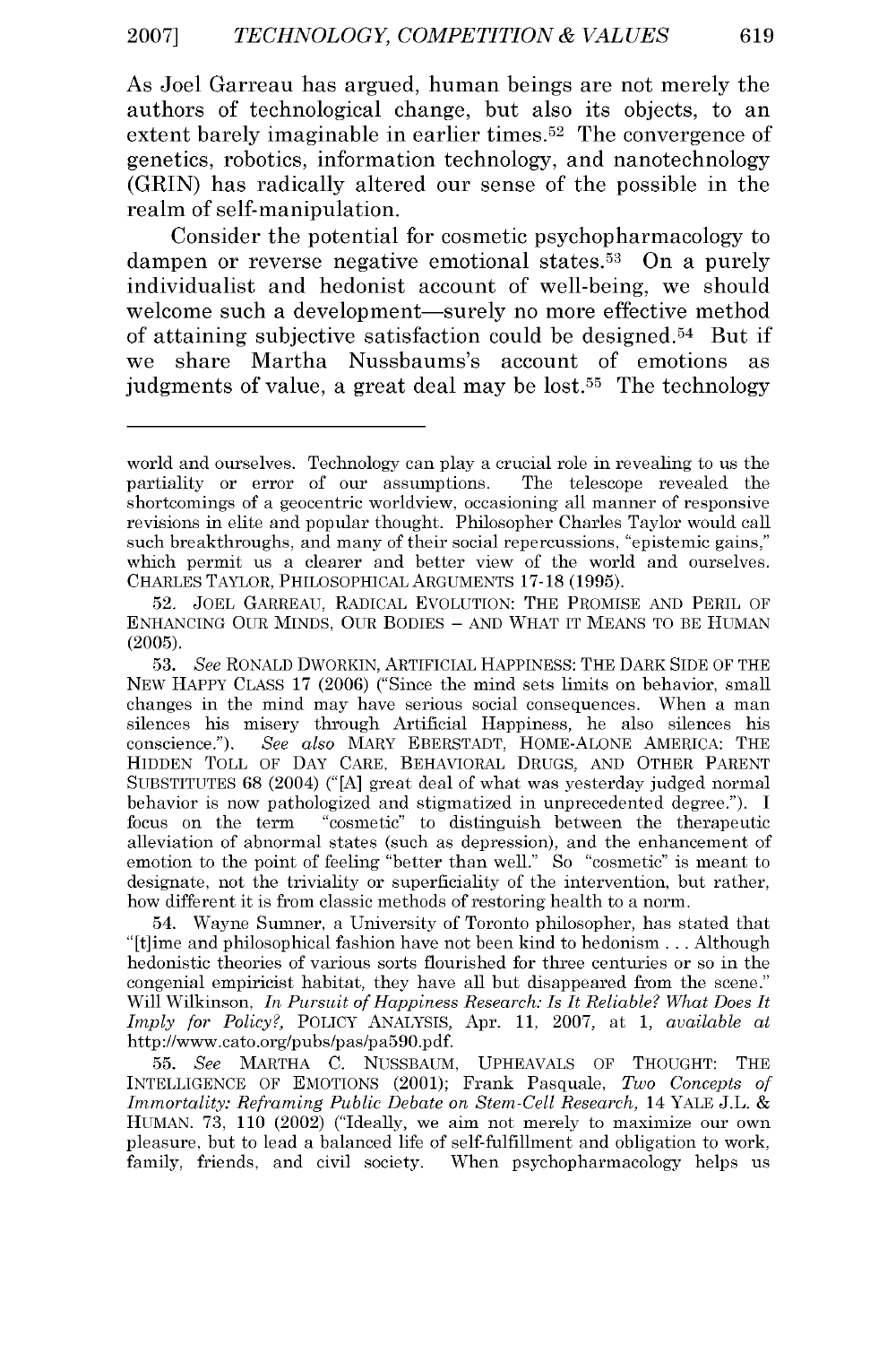As Joel Garreau has argued, human beings are not merely the authors of technological change, but also its objects, to an extent barely imaginable in earlier times.[52] The convergence of genetics, robotics, information technology, and nanotechnology (GRIN) has radically altered our sense of the possible in the realm of self-manipulation.

Consider the potential for cosmetic psychopharmacology to dampen or reverse negative emotional states.[53] On a purely individualist and hedonist account of well-being, we should welcome such a development—surely no more effective method of attaining subjective satisfaction could be designed.[54] But if we share Martha Nussbaums's account of emotions as judgments of value, a great deal may be lost.[55] The technology

---

world and ourselves. Technology can play a crucial role in revealing to us the partiality or error of our assumptions. The telescope revealed the shortcomings of a geocentric worldview, occasioning all manner of responsive revisions in elite and popular thought. Philosopher Charles Taylor would call such breakthroughs, and many of their social repercussions, "epistemic gains," which permit us a clearer and better view of the world and ourselves. CHARLES TAYLOR, PHILOSOPHICAL ARGUMENTS 17-18 (1995).

52. JOEL GARREAU, RADICAL EVOLUTION: THE PROMISE AND PERIL OF ENHANCING OUR MINDS, OUR BODIES – AND WHAT IT MEANS TO BE HUMAN (2005).

53. *See* RONALD DWORKIN, ARTIFICIAL HAPPINESS: THE DARK SIDE OF THE NEW HAPPY CLASS 17 (2006) ("Since the mind sets limits on behavior, small changes in the mind may have serious social consequences. When a man silences his misery through Artificial Happiness, he also silences his conscience."). *See also* MARY EBERSTADT, HOME-ALONE AMERICA: THE HIDDEN TOLL OF DAY CARE, BEHAVIORAL DRUGS, AND OTHER PARENT SUBSTITUTES 68 (2004) ("[A] great deal of what was yesterday judged normal behavior is now pathologized and stigmatized in unprecedented degree."). I focus on the term "cosmetic" to distinguish between the therapeutic alleviation of abnormal states (such as depression), and the enhancement of emotion to the point of feeling "better than well." So "cosmetic" is meant to designate, not the triviality or superficiality of the intervention, but rather, how different it is from classic methods of restoring health to a norm.

54. Wayne Sumner, a University of Toronto philosopher, has stated that "[t]ime and philosophical fashion have not been kind to hedonism . . . Although hedonistic theories of various sorts flourished for three centuries or so in the congenial empiricist habitat, they have all but disappeared from the scene." Will Wilkinson, *In Pursuit of Happiness Research: Is It Reliable? What Does It Imply for Policy?*, POLICY ANALYSIS, Apr. 11, 2007, at 1, *available at* http://www.cato.org/pubs/pas/pa590.pdf.

55. *See* MARTHA C. NUSSBAUM, UPHEAVALS OF THOUGHT: THE INTELLIGENCE OF EMOTIONS (2001); Frank Pasquale, *Two Concepts of Immortality: Reframing Public Debate on Stem-Cell Research*, 14 YALE J.L. & HUMAN. 73, 110 (2002) ("Ideally, we aim not merely to maximize our own pleasure, but to lead a balanced life of self-fulfillment and obligation to work, family, friends, and civil society. When psychopharmacology helps us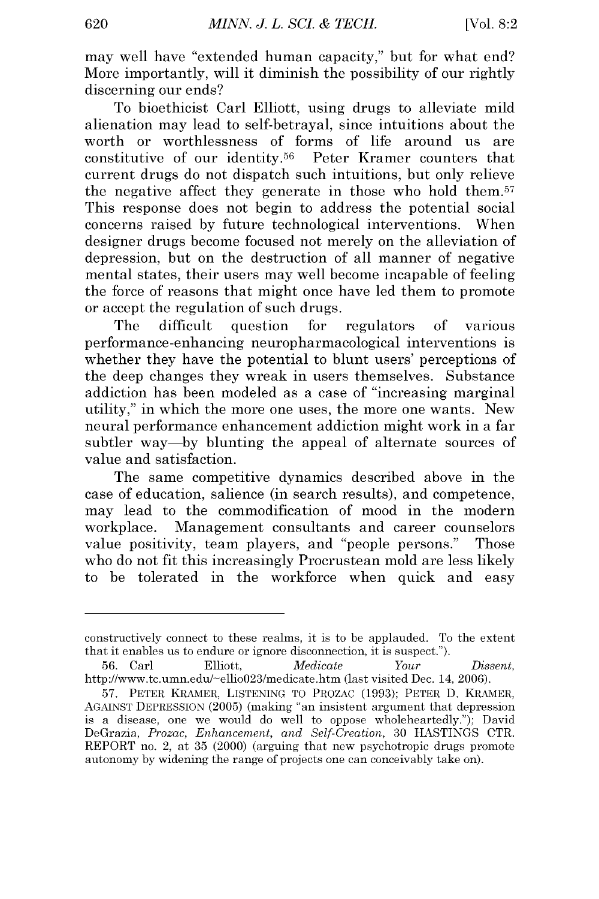may well have "extended human capacity," but for what end? More importantly, will it diminish the possibility of our rightly discerning our ends?

To bioethicist Carl Elliott, using drugs to alleviate mild alienation may lead to self-betrayal, since intuitions about the worth or worthlessness of forms of life around us are constitutive of our identity.[56] Peter Kramer counters that current drugs do not dispatch such intuitions, but only relieve the negative affect they generate in those who hold them.[57] This response does not begin to address the potential social concerns raised by future technological interventions. When designer drugs become focused not merely on the alleviation of depression, but on the destruction of all manner of negative mental states, their users may well become incapable of feeling the force of reasons that might once have led them to promote or accept the regulation of such drugs.

The difficult question for regulators of various performance-enhancing neuropharmacological interventions is whether they have the potential to blunt users' perceptions of the deep changes they wreak in users themselves. Substance addiction has been modeled as a case of "increasing marginal utility," in which the more one uses, the more one wants. New neural performance enhancement addiction might work in a far subtler way—by blunting the appeal of alternate sources of value and satisfaction.

The same competitive dynamics described above in the case of education, salience (in search results), and competence, may lead to the commodification of mood in the modern workplace. Management consultants and career counselors value positivity, team players, and "people persons." Those who do not fit this increasingly Procrustean mold are less likely to be tolerated in the workforce when quick and easy

---

constructively connect to these realms, it is to be applauded. To the extent that it enables us to endure or ignore disconnection, it is suspect.").

56. Carl Elliott, *Medicate Your Dissent*, http://www.tc.umn.edu/~ellio023/medicate.htm (last visited Dec. 14, 2006).

57. PETER KRAMER, LISTENING TO PROZAC (1993); PETER D. KRAMER, AGAINST DEPRESSION (2005) (making "an insistent argument that depression is a disease, one we would do well to oppose wholeheartedly."); David DeGrazia, *Prozac, Enhancement, and Self-Creation*, 30 HASTINGS CTR. REPORT no. 2, at 35 (2000) (arguing that new psychotropic drugs promote autonomy by widening the range of projects one can conceivably take on).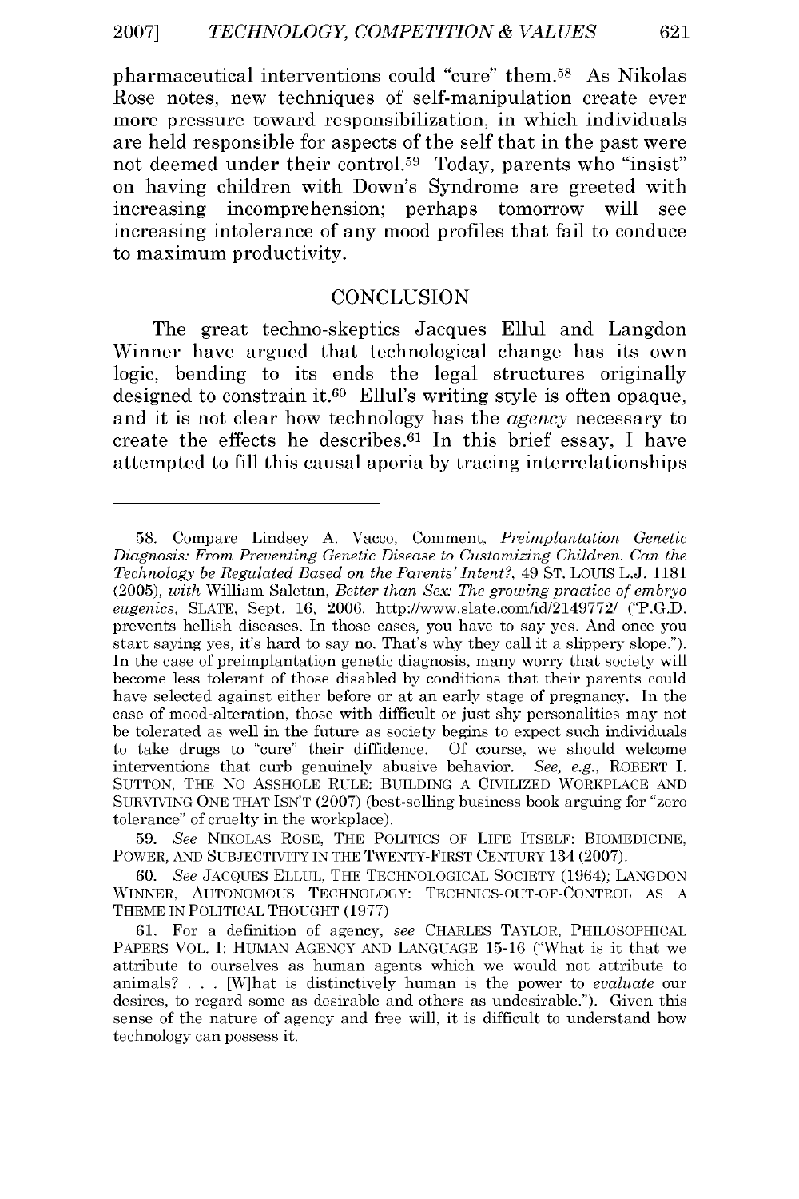pharmaceutical interventions could "cure" them.[58] As Nikolas Rose notes, new techniques of self-manipulation create ever more pressure toward responsibilization, in which individuals are held responsible for aspects of the self that in the past were not deemed under their control.[59] Today, parents who "insist" on having children with Down's Syndrome are greeted with increasing incomprehension; perhaps tomorrow will see increasing intolerance of any mood profiles that fail to conduce to maximum productivity.

## CONCLUSION

The great techno-skeptics Jacques Ellul and Langdon Winner have argued that technological change has its own logic, bending to its ends the legal structures originally designed to constrain it.[60] Ellul's writing style is often opaque, and it is not clear how technology has the *agency* necessary to create the effects he describes.[61] In this brief essay, I have attempted to fill this causal aporia by tracing interrelationships

---

58. Compare Lindsey A. Vacco, Comment, *Preimplantation Genetic Diagnosis: From Preventing Genetic Disease to Customizing Children. Can the Technology be Regulated Based on the Parents' Intent?*, 49 ST. LOUIS L.J. 1181 (2005), *with* William Saletan, *Better than Sex: The growing practice of embryo eugenics*, SLATE, Sept. 16, 2006, http://www.slate.com/id/2149772/ ("P.G.D. prevents hellish diseases. In those cases, you have to say yes. And once you start saying yes, it's hard to say no. That's why they call it a slippery slope."). In the case of preimplantation genetic diagnosis, many worry that society will become less tolerant of those disabled by conditions that their parents could have selected against either before or at an early stage of pregnancy. In the case of mood-alteration, those with difficult or just shy personalities may not be tolerated as well in the future as society begins to expect such individuals to take drugs to "cure" their diffidence. Of course, we should welcome interventions that curb genuinely abusive behavior. *See, e.g.*, ROBERT I. SUTTON, THE NO ASSHOLE RULE: BUILDING A CIVILIZED WORKPLACE AND SURVIVING ONE THAT ISN'T (2007) (best-selling business book arguing for "zero tolerance" of cruelty in the workplace).

59. *See* NIKOLAS ROSE, THE POLITICS OF LIFE ITSELF: BIOMEDICINE, POWER, AND SUBJECTIVITY IN THE TWENTY-FIRST CENTURY 134 (2007).

60. *See* JACQUES ELLUL, THE TECHNOLOGICAL SOCIETY (1964); LANGDON WINNER, AUTONOMOUS TECHNOLOGY: TECHNICS-OUT-OF-CONTROL AS A THEME IN POLITICAL THOUGHT (1977)

61. For a definition of agency, *see* CHARLES TAYLOR, PHILOSOPHICAL PAPERS VOL. I: HUMAN AGENCY AND LANGUAGE 15-16 ("What is it that we attribute to ourselves as human agents which we would not attribute to animals? . . . [W]hat is distinctively human is the power to *evaluate* our desires, to regard some as desirable and others as undesirable."). Given this sense of the nature of agency and free will, it is difficult to understand how technology can possess it.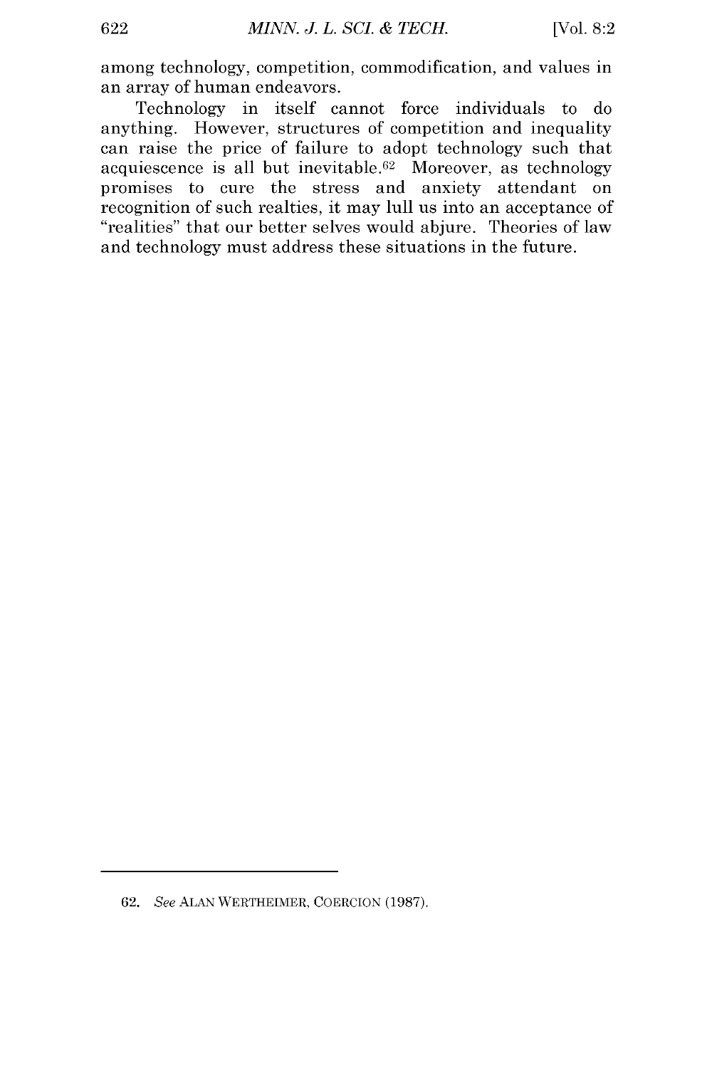among technology, competition, commodification, and values in an array of human endeavors.

Technology in itself cannot force individuals to do anything. However, structures of competition and inequality can raise the price of failure to adopt technology such that acquiescence is all but inevitable.[62] Moreover, as technology promises to cure the stress and anxiety attendant on recognition of such realties, it may lull us into an acceptance of "realities" that our better selves would abjure. Theories of law and technology must address these situations in the future.

---

62. *See* ALAN WERTHEIMER, COERCION (1987).